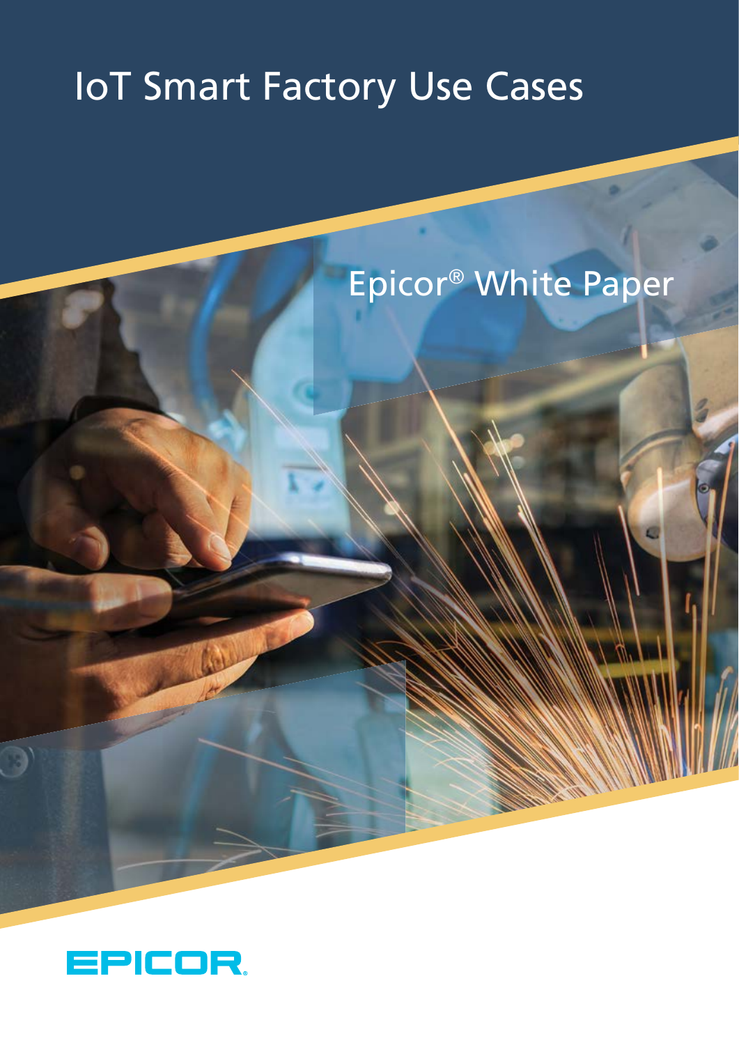# IoT Smart Factory Use Cases

Epicor® White Paper

EPICOR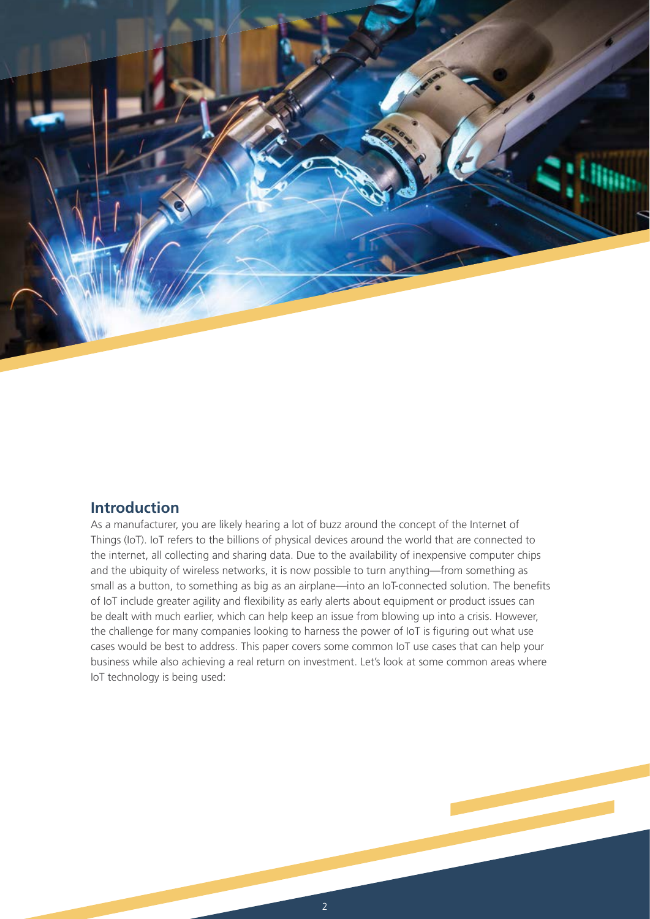## Introduction

As a manufacturer, you are likely hearing a lot of buzz around the concept of the Internet of Things (IoT). IoT refers to the billions of physical devices around the world that are connected to the internet, all collecting and sharing data. Due to the availability of inexpensive computer chips and the ubiquity of wireless networks, it is now possible to turn anything—from something as small as a button, to something as big as an airplane—into an IoT-connected solution. The benefits of IoT include greater agility and flexibility as early alerts about equipment or product issues can be dealt with much earlier, which can help keep an issue from blowing up into a crisis. However, the challenge for many companies looking to harness the power of IoT is figuring out what use cases would be best to address. This paper covers some common IoT use cases that can help your business while also achieving a real return on investment. Let's look at some common areas where IoT technology is being used: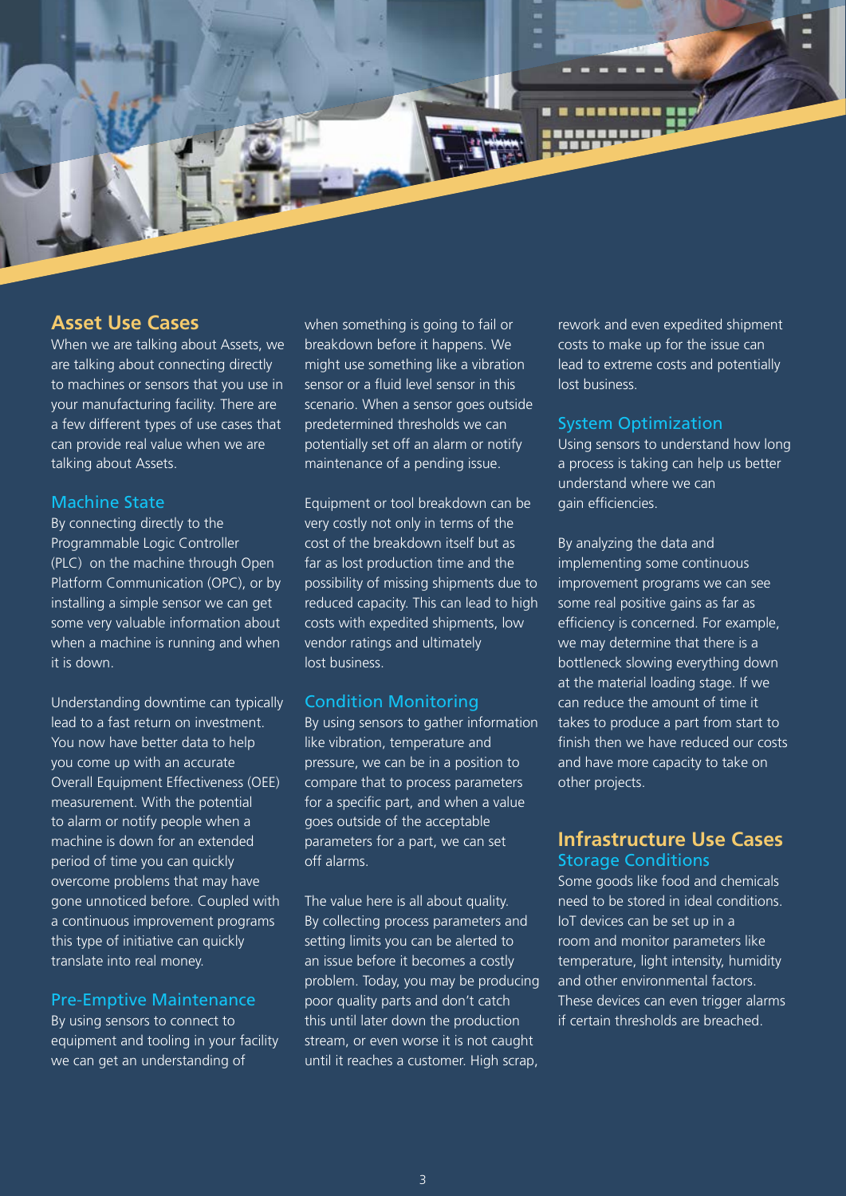## Asset Use Cases

When we are talking about Assets, we are talking about connecting directly to machines or sensors that you use in your manufacturing facility. There are a few different types of use cases that can provide real value when we are talking about Assets.

### Machine State

By connecting directly to the Programmable Logic Controller (PLC) on the machine through Open Platform Communication (OPC), or by installing a simple sensor we can get some very valuable information about when a machine is running and when it is down.

Understanding downtime can typically lead to a fast return on investment. You now have better data to help you come up with an accurate Overall Equipment Effectiveness (OEE) measurement. With the potential to alarm or notify people when a machine is down for an extended period of time you can quickly overcome problems that may have gone unnoticed before. Coupled with a continuous improvement programs this type of initiative can quickly translate into real money.

### Pre-Emptive Maintenance

By using sensors to connect to equipment and tooling in your facility we can get an understanding of when something is going to fail or breakdown before it happens. We might use something like a vibration sensor or a fluid level sensor in this scenario. When a sensor goes outside predetermined thresholds we can potentially set off an alarm or notify maintenance of a pending issue.

Equipment or tool breakdown can be very costly not only in terms of the cost of the breakdown itself but as far as lost production time and the possibility of missing shipments due to reduced capacity. This can lead to high costs with expedited shipments, low vendor ratings and ultimately lost business.

### Condition Monitoring

By using sensors to gather information like vibration, temperature and pressure, we can be in a position to compare that to process parameters for a specific part, and when a value goes outside of the acceptable parameters for a part, we can set off alarms.

The value here is all about quality. By collecting process parameters and setting limits you can be alerted to an issue before it becomes a costly problem. Today, you may be producing poor quality parts and don't catch this until later down the production stream, or even worse it is not caught until it reaches a customer. High scrap, rework and even expedited shipment costs to make up for the issue can lead to extreme costs and potentially lost business.

### System Optimization

Using sensors to understand how long a process is taking can help us better understand where we can gain efficiencies.

By analyzing the data and implementing some continuous improvement programs we can see some real positive gains as far as efficiency is concerned. For example, we may determine that there is a bottleneck slowing everything down at the material loading stage. If we can reduce the amount of time it takes to produce a part from start to finish then we have reduced our costs and have more capacity to take on other projects.

## Infrastructure Use Cases

### Storage Conditions

Some goods like food and chemicals need to be stored in ideal conditions. IoT devices can be set up in a room and monitor parameters like temperature, light intensity, humidity and other environmental factors. These devices can even trigger alarms if certain thresholds are breached.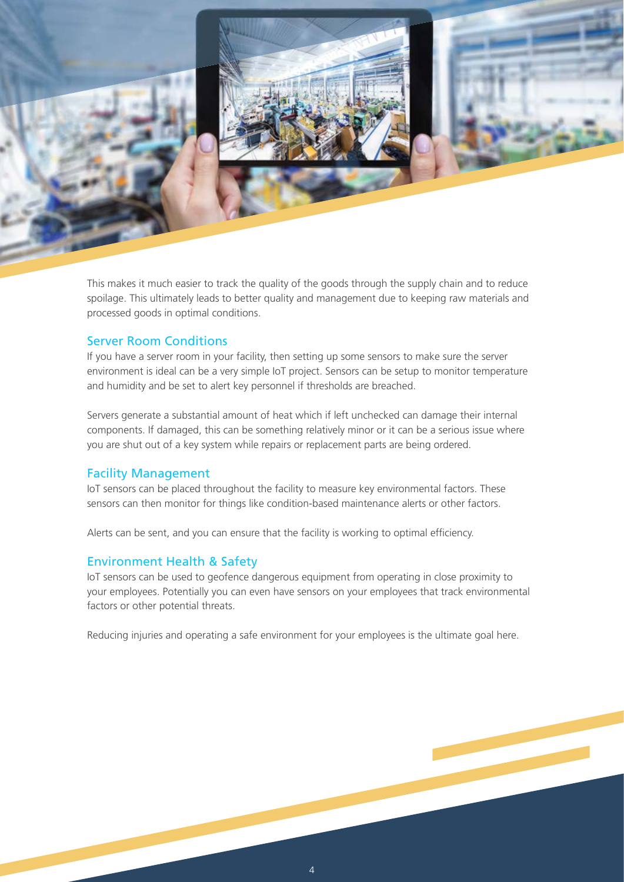This makes it much easier to track the quality of the goods through the supply chain and to reduce spoilage. This ultimately leads to better quality and management due to keeping raw materials and processed goods in optimal conditions.

## Server Room Conditions

If you have a server room in your facility, then setting up some sensors to make sure the server environment is ideal can be a very simple IoT project. Sensors can be setup to monitor temperature and humidity and be set to alert key personnel if thresholds are breached.

Servers generate a substantial amount of heat which if left unchecked can damage their internal components. If damaged, this can be something relatively minor or it can be a serious issue where you are shut out of a key system while repairs or replacement parts are being ordered.

## Facility Management

IoT sensors can be placed throughout the facility to measure key environmental factors. These sensors can then monitor for things like condition-based maintenance alerts or other factors.

Alerts can be sent, and you can ensure that the facility is working to optimal efficiency.

## Environment Health & Safety

IoT sensors can be used to geofence dangerous equipment from operating in close proximity to your employees. Potentially you can even have sensors on your employees that track environmental factors or other potential threats.

Reducing injuries and operating a safe environment for your employees is the ultimate goal here.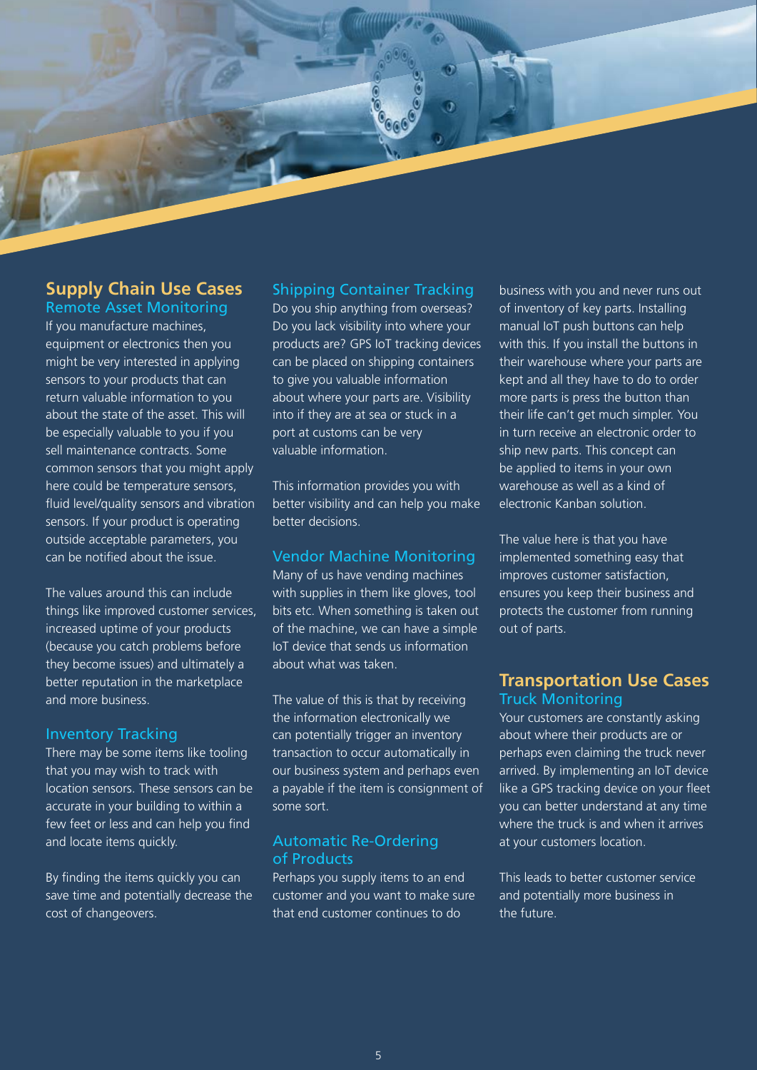## Supply Chain Use Cases

### Remote Asset Monitoring

If you manufacture machines, equipment or electronics then you might be very interested in applying sensors to your products that can return valuable information to you about the state of the asset. This will be especially valuable to you if you sell maintenance contracts. Some common sensors that you might apply here could be temperature sensors, fluid level/quality sensors and vibration sensors. If your product is operating outside acceptable parameters, you can be notified about the issue.

The values around this can include things like improved customer services, increased uptime of your products (because you catch problems before they become issues) and ultimately a better reputation in the marketplace and more business.

### Inventory Tracking

There may be some items like tooling that you may wish to track with location sensors. These sensors can be accurate in your building to within a few feet or less and can help you find and locate items quickly.

By finding the items quickly you can save time and potentially decrease the cost of changeovers.

### Shipping Container Tracking

Do you ship anything from overseas? Do you lack visibility into where your products are? GPS IoT tracking devices can be placed on shipping containers to give you valuable information about where your parts are. Visibility into if they are at sea or stuck in a port at customs can be very valuable information.

This information provides you with better visibility and can help you make better decisions.

### Vendor Machine Monitoring

Many of us have vending machines with supplies in them like gloves, tool bits etc. When something is taken out of the machine, we can have a simple IoT device that sends us information about what was taken.

The value of this is that by receiving the information electronically we can potentially trigger an inventory transaction to occur automatically in our business system and perhaps even a payable if the item is consignment of some sort.

### Automatic Re-Ordering of Products

Perhaps you supply items to an end customer and you want to make sure that end customer continues to do business with you and never runs out of inventory of key parts. Installing manual IoT push buttons can help with this. If you install the buttons in their warehouse where your parts are kept and all they have to do to order more parts is press the button than their life can't get much simpler. You in turn receive an electronic order to ship new parts. This concept can be applied to items in your own warehouse as well as a kind of electronic Kanban solution.

The value here is that you have implemented something easy that improves customer satisfaction, ensures you keep their business and protects the customer from running out of parts.

## Transportation Use Cases

### Truck Monitoring

Your customers are constantly asking about where their products are or perhaps even claiming the truck never arrived. By implementing an IoT device like a GPS tracking device on your fleet you can better understand at any time where the truck is and when it arrives at your customers location.

This leads to better customer service and potentially more business in the future.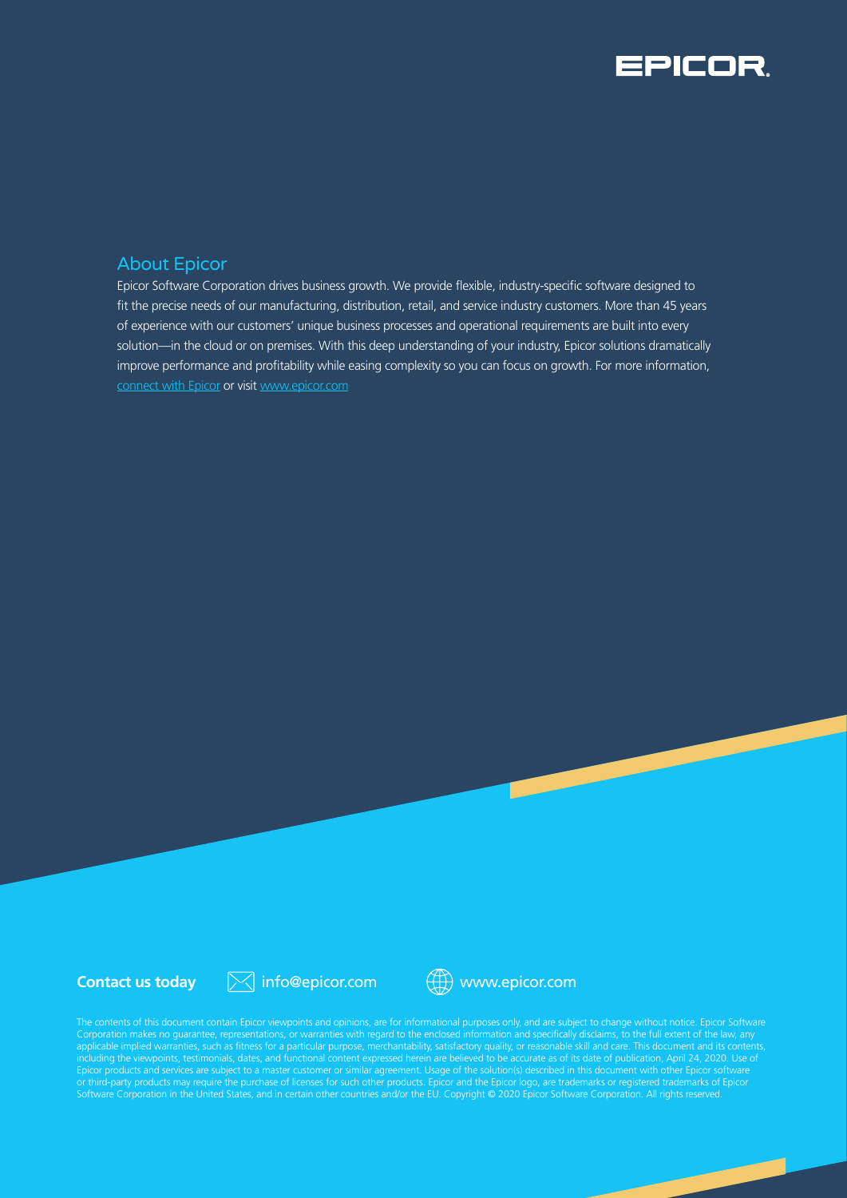## About Epicor

Epicor Software Corporation drives business growth. We provide flexible, industry-specific software designed to fit the precise needs of our manufacturing, distribution, retail, and service industry customers. More than 45 years of experience with our customers' unique business processes and operational requirements are built into every solution—in the cloud or on premises. With this deep understanding of your industry, Epicor solutions dramatically improve performance and profitability while easing complexity so you can focus on growth. For more information, connect with Epicor or visit www.epicor.com

**Contact us today** info@epicor.com www.epicor.com

The contents of this document contain Epicor viewpoints and opinions, are for informational purposes only, and are subject to change without notice. Epicor Software Corporation makes no guarantee, representations, or warranties with regard to the enclosed information and specifically disclaims, to the full extent of the law, any applicable implied warranties, such as fitness for a particular purpose, merchantability, satisfactory quality, or reasonable skill and care. This document and its contents, including the viewpoints, testimonials, dates, and functional content expressed herein are believed to be accurate as of its date of publication, April 24, 2020. Use of Epicor products and services are subject to a master customer or similar agreement. Usage of the solution(s) described in this document with other Epicor software or third-party products may require the purchase of licenses for such other products. Epicor and the Epicor logo, are trademarks or registered trademarks of Epicor Software Corporation in the United States, and in certain other countries and/or the EU. Copyright © 2020 Epicor Software Corporation. All rights reserved.